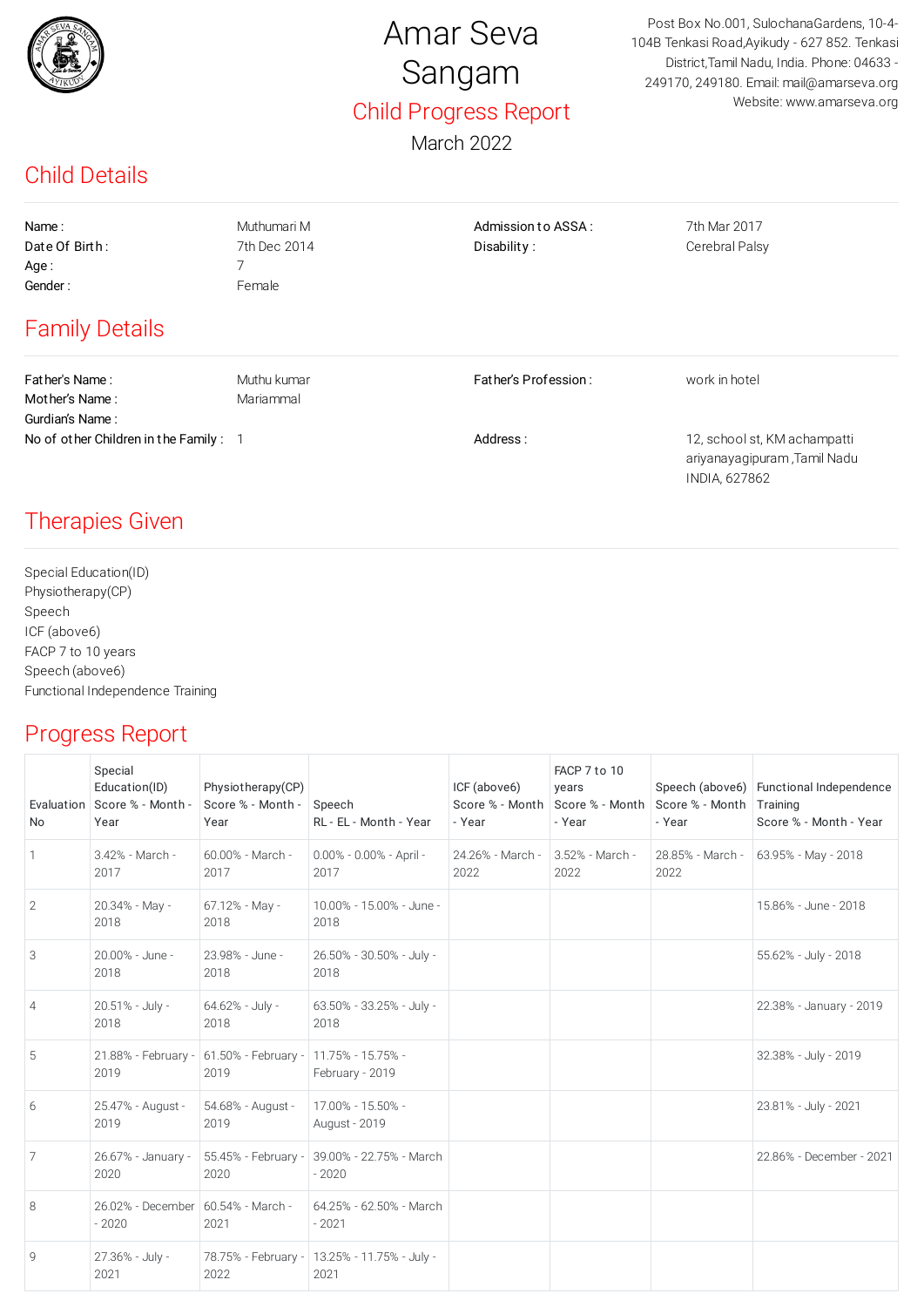# Amar Seva Sangam

Post Box No.001, SulochanaGardens, 10-4-104B Tenkasi Road,Ayikudy - 627 852. Tenkasi District,Tamil Nadu, India. Phone: 04633 - 249170, 249180. Email: mail@amarseva.org Website: www.amarseva.org

## Child Progress Report

March 2022

## Child Details

| | | | |
|---|---|---|---|
| Name : | Muthumari M | Admission to ASSA : | 7th Mar 2017 |
| Date Of Birth : | 7th Dec 2014 | Disability : | Cerebral Palsy |
| Age : | 7 | | |
| Gender : | Female | | |

## Family Details

| | | | |
|---|---|---|---|
| Father's Name : | Muthu kumar | Father's Profession : | work in hotel |
| Mother's Name : | Mariammal | | |
| Gurdian's Name : | | | |
| No of other Children in the Family : | 1 | Address : | 12, school st, KM achampatti ariyanayagipuram ,Tamil Nadu INDIA, 627862 |

## Therapies Given

Special Education(ID)
Physiotherapy(CP)
Speech
ICF (above6)
FACP 7 to 10 years
Speech (above6)
Functional Independence Training

## Progress Report

| Evaluation No | Special Education(ID) Score % - Month - Year | Physiotherapy(CP) Score % - Month - Year | Speech RL - EL - Month - Year | ICF (above6) Score % - Month - Year | FACP 7 to 10 years Score % - Month - Year | Speech (above6) Score % - Month - Year | Functional Independence Training Score % - Month - Year |
|---|---|---|---|---|---|---|---|
| 1 | 3.42% - March - 2017 | 60.00% - March - 2017 | 0.00% - 0.00% - April - 2017 | 24.26% - March - 2022 | 3.52% - March - 2022 | 28.85% - March - 2022 | 63.95% - May - 2018 |
| 2 | 20.34% - May - 2018 | 67.12% - May - 2018 | 10.00% - 15.00% - June - 2018 | | | | 15.86% - June - 2018 |
| 3 | 20.00% - June - 2018 | 23.98% - June - 2018 | 26.50% - 30.50% - July - 2018 | | | | 55.62% - July - 2018 |
| 4 | 20.51% - July - 2018 | 64.62% - July - 2018 | 63.50% - 33.25% - July - 2018 | | | | 22.38% - January - 2019 |
| 5 | 21.88% - February - 2019 | 61.50% - February - 2019 | 11.75% - 15.75% - February - 2019 | | | | 32.38% - July - 2019 |
| 6 | 25.47% - August - 2019 | 54.68% - August - 2019 | 17.00% - 15.50% - August - 2019 | | | | 23.81% - July - 2021 |
| 7 | 26.67% - January - 2020 | 55.45% - February - 2020 | 39.00% - 22.75% - March - 2020 | | | | 22.86% - December - 2021 |
| 8 | 26.02% - December - 2020 | 60.54% - March - 2021 | 64.25% - 62.50% - March - 2021 | | | | |
| 9 | 27.36% - July - 2021 | 78.75% - February - 2022 | 13.25% - 11.75% - July - 2021 | | | | |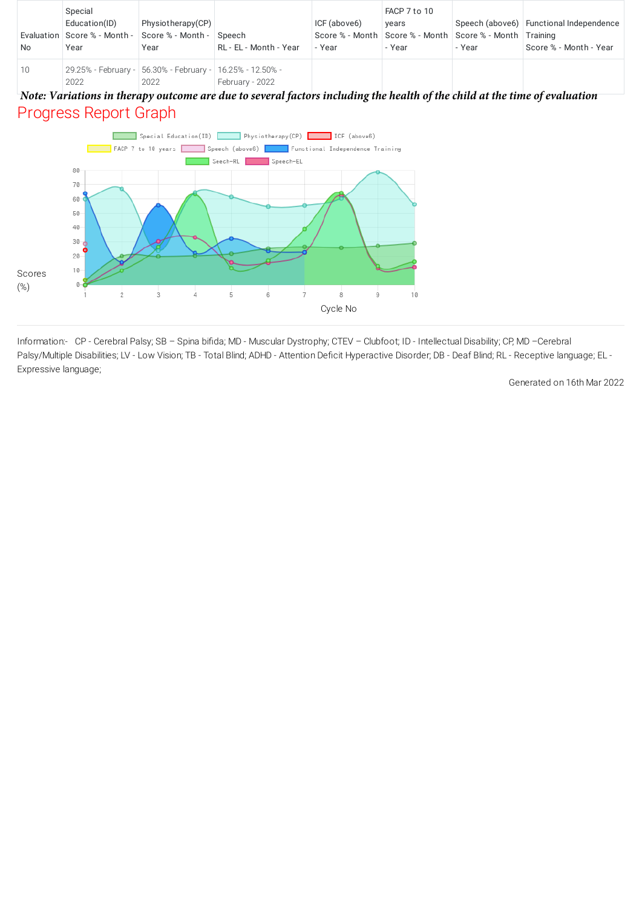| Evaluation No | Special Education(ID) Score % - Month - Year | Physiotherapy(CP) Score % - Month - Year | Speech RL - EL - Month - Year | ICF (above6) Score % - Month - Year | FACP 7 to 10 years Score % - Month - Year | Speech (above6) Score % - Month - Year | Functional Independence Training Score % - Month - Year |
|---|---|---|---|---|---|---|---|
| 10 | 29.25% - February - 2022 | 56.30% - February - 2022 | 16.25% - 12.50% - February - 2022 | | | | |

***Note: Variations in therapy outcome are due to several factors including the health of the child at the time of evaluation***

## Progress Report Graph

Special Education(ID)
Physiotherapy(CP)
ICF (above6)
FACP 7 to 10 years
Speech (above6)
Functional Independence Training
Seech-RL
Speech-EL

Scores (%)

80
70
60
50
40
30
20
10
0

1 2 3 4 5 6 7 8 9 10

Cycle No

Information:- CP - Cerebral Palsy; SB – Spina bifida; MD - Muscular Dystrophy; CTEV – Clubfoot; ID - Intellectual Disability; CP, MD –Cerebral Palsy/Multiple Disabilities; LV - Low Vision; TB - Total Blind; ADHD - Attention Deficit Hyperactive Disorder; DB - Deaf Blind; RL - Receptive language; EL - Expressive language;

Generated on 16th Mar 2022